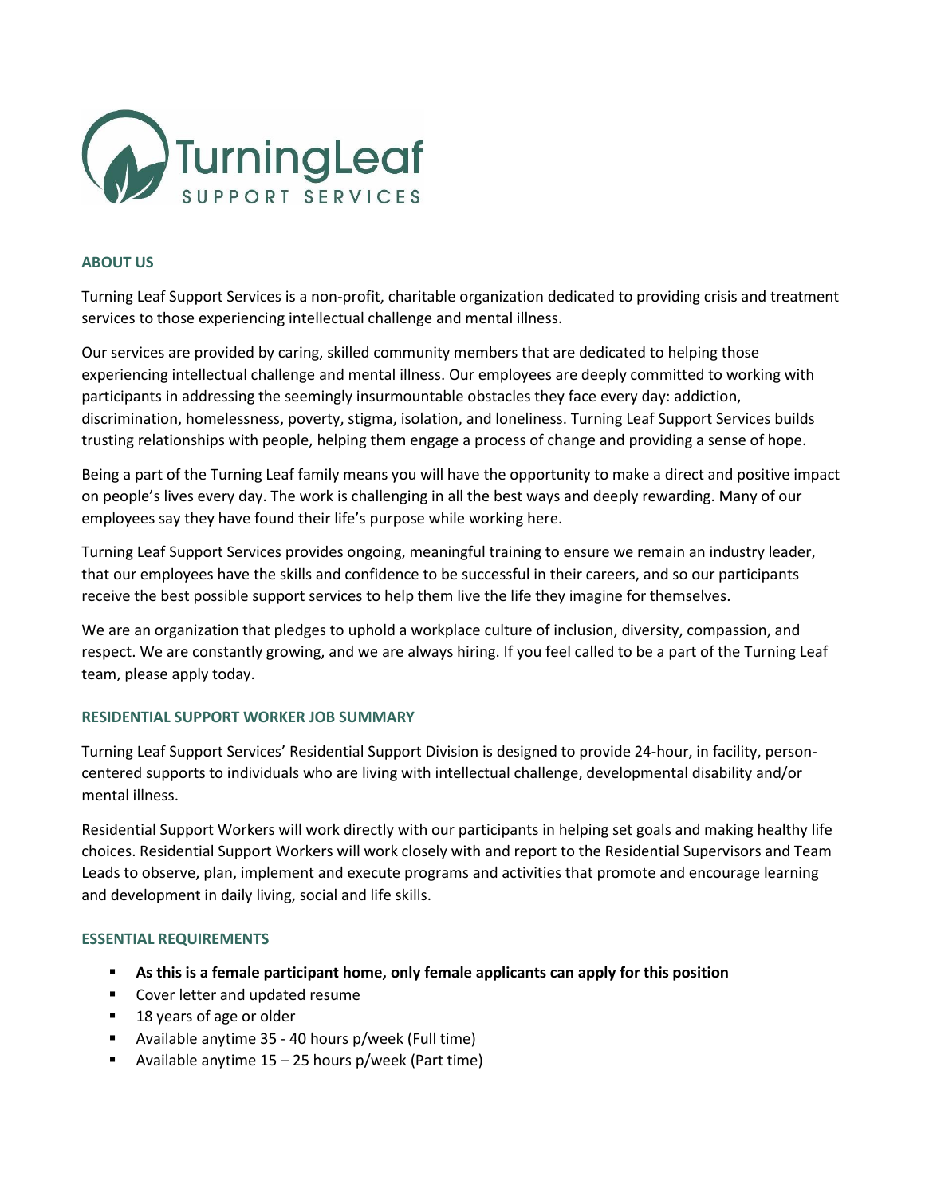TurningLeaf

SUPPORT SERVICES

## ABOUT US

Turning Leaf Support Services is a non-profit, charitable organization dedicated to providing crisis and treatment services to those experiencing intellectual challenge and mental illness.

Our services are provided by caring, skilled community members that are dedicated to helping those experiencing intellectual challenge and mental illness. Our employees are deeply committed to working with participants in addressing the seemingly insurmountable obstacles they face every day: addiction, discrimination, homelessness, poverty, stigma, isolation, and loneliness. Turning Leaf Support Services builds trusting relationships with people, helping them engage a process of change and providing a sense of hope.

Being a part of the Turning Leaf family means you will have the opportunity to make a direct and positive impact on people's lives every day. The work is challenging in all the best ways and deeply rewarding. Many of our employees say they have found their life's purpose while working here.

Turning Leaf Support Services provides ongoing, meaningful training to ensure we remain an industry leader, that our employees have the skills and confidence to be successful in their careers, and so our participants receive the best possible support services to help them live the life they imagine for themselves.

We are an organization that pledges to uphold a workplace culture of inclusion, diversity, compassion, and respect. We are constantly growing, and we are always hiring. If you feel called to be a part of the Turning Leaf team, please apply today.

## RESIDENTIAL SUPPORT WORKER JOB SUMMARY

Turning Leaf Support Services' Residential Support Division is designed to provide 24-hour, in facility, person-centered supports to individuals who are living with intellectual challenge, developmental disability and/or mental illness.

Residential Support Workers will work directly with our participants in helping set goals and making healthy life choices. Residential Support Workers will work closely with and report to the Residential Supervisors and Team Leads to observe, plan, implement and execute programs and activities that promote and encourage learning and development in daily living, social and life skills.

## ESSENTIAL REQUIREMENTS

- **As this is a female participant home, only female applicants can apply for this position**
- Cover letter and updated resume
- 18 years of age or older
- Available anytime 35 - 40 hours p/week (Full time)
- Available anytime 15 – 25 hours p/week (Part time)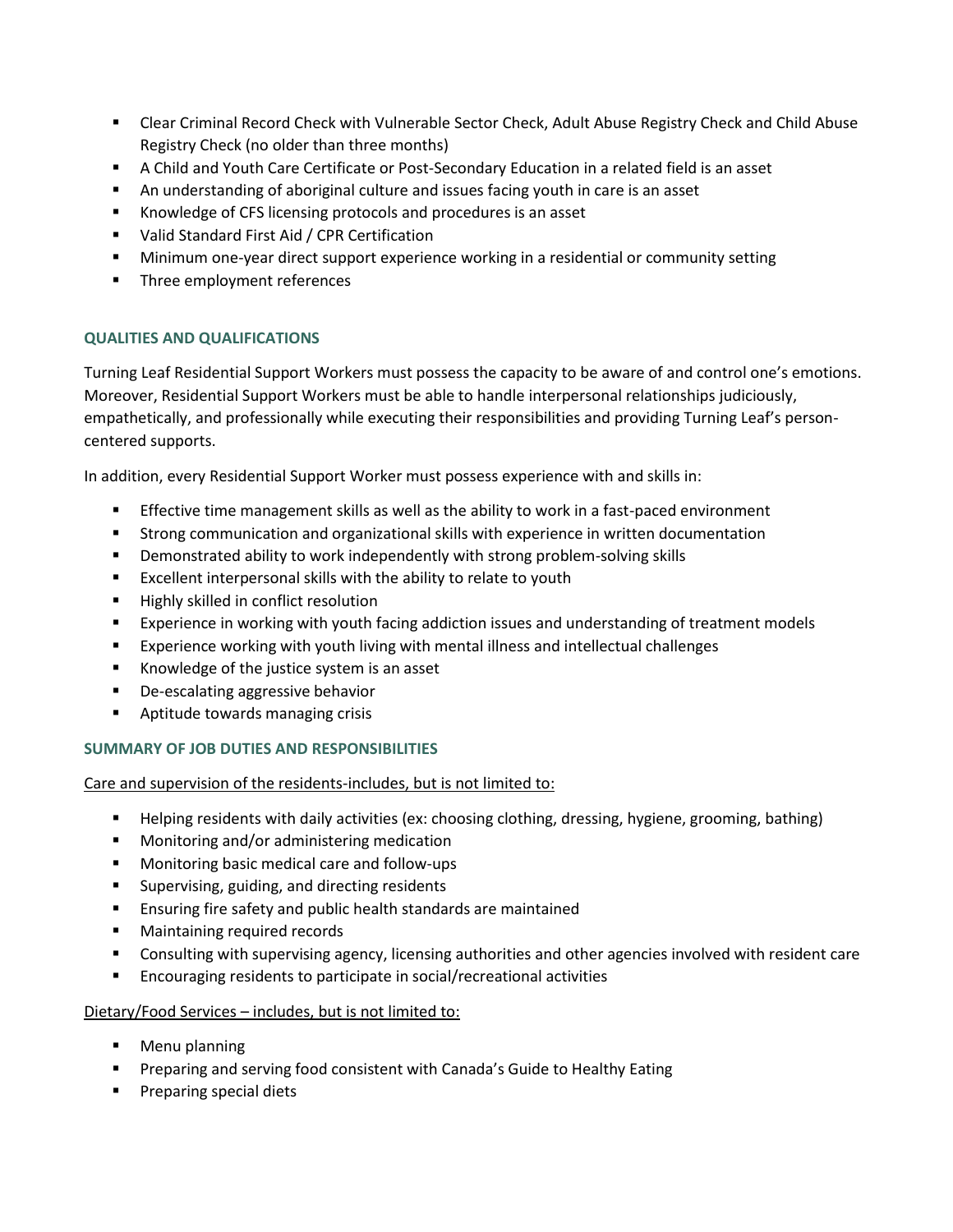- Clear Criminal Record Check with Vulnerable Sector Check, Adult Abuse Registry Check and Child Abuse Registry Check (no older than three months)
- A Child and Youth Care Certificate or Post-Secondary Education in a related field is an asset
- An understanding of aboriginal culture and issues facing youth in care is an asset
- Knowledge of CFS licensing protocols and procedures is an asset
- Valid Standard First Aid / CPR Certification
- Minimum one-year direct support experience working in a residential or community setting
- Three employment references

## QUALITIES AND QUALIFICATIONS

Turning Leaf Residential Support Workers must possess the capacity to be aware of and control one's emotions. Moreover, Residential Support Workers must be able to handle interpersonal relationships judiciously, empathetically, and professionally while executing their responsibilities and providing Turning Leaf's person-centered supports.

In addition, every Residential Support Worker must possess experience with and skills in:

- Effective time management skills as well as the ability to work in a fast-paced environment
- Strong communication and organizational skills with experience in written documentation
- Demonstrated ability to work independently with strong problem-solving skills
- Excellent interpersonal skills with the ability to relate to youth
- Highly skilled in conflict resolution
- Experience in working with youth facing addiction issues and understanding of treatment models
- Experience working with youth living with mental illness and intellectual challenges
- Knowledge of the justice system is an asset
- De-escalating aggressive behavior
- Aptitude towards managing crisis

## SUMMARY OF JOB DUTIES AND RESPONSIBILITIES

Care and supervision of the residents-includes, but is not limited to:

- Helping residents with daily activities (ex: choosing clothing, dressing, hygiene, grooming, bathing)
- Monitoring and/or administering medication
- Monitoring basic medical care and follow-ups
- Supervising, guiding, and directing residents
- Ensuring fire safety and public health standards are maintained
- Maintaining required records
- Consulting with supervising agency, licensing authorities and other agencies involved with resident care
- Encouraging residents to participate in social/recreational activities

Dietary/Food Services – includes, but is not limited to:

- Menu planning
- Preparing and serving food consistent with Canada's Guide to Healthy Eating
- Preparing special diets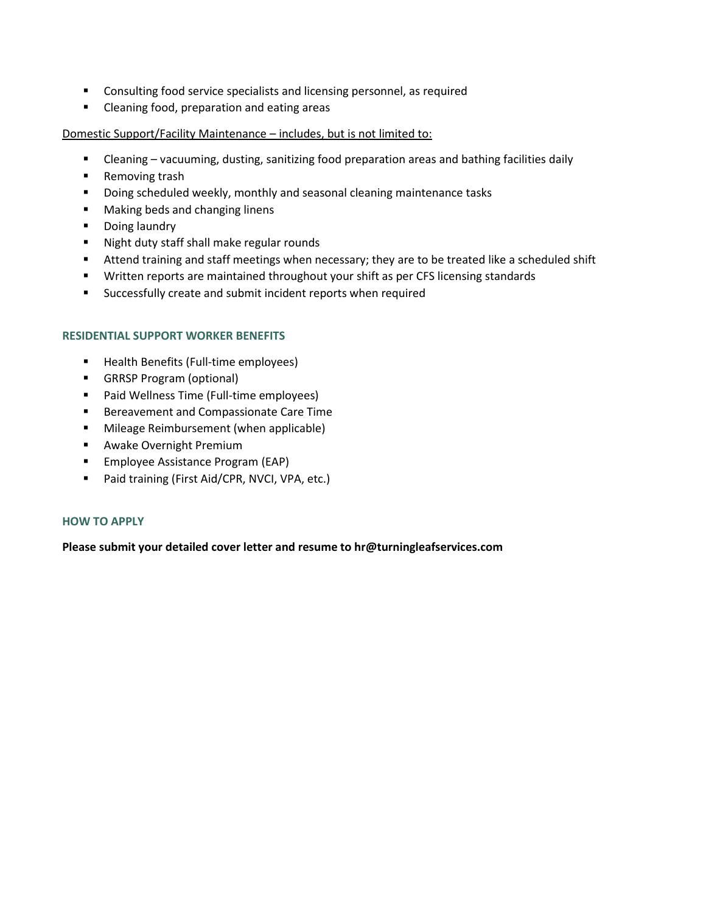- Consulting food service specialists and licensing personnel, as required
- Cleaning food, preparation and eating areas

Domestic Support/Facility Maintenance – includes, but is not limited to:

- Cleaning – vacuuming, dusting, sanitizing food preparation areas and bathing facilities daily
- Removing trash
- Doing scheduled weekly, monthly and seasonal cleaning maintenance tasks
- Making beds and changing linens
- Doing laundry
- Night duty staff shall make regular rounds
- Attend training and staff meetings when necessary; they are to be treated like a scheduled shift
- Written reports are maintained throughout your shift as per CFS licensing standards
- Successfully create and submit incident reports when required

### RESIDENTIAL SUPPORT WORKER BENEFITS

- Health Benefits (Full-time employees)
- GRRSP Program (optional)
- Paid Wellness Time (Full-time employees)
- Bereavement and Compassionate Care Time
- Mileage Reimbursement (when applicable)
- Awake Overnight Premium
- Employee Assistance Program (EAP)
- Paid training (First Aid/CPR, NVCI, VPA, etc.)

### HOW TO APPLY

**Please submit your detailed cover letter and resume to hr@turningleafservices.com**